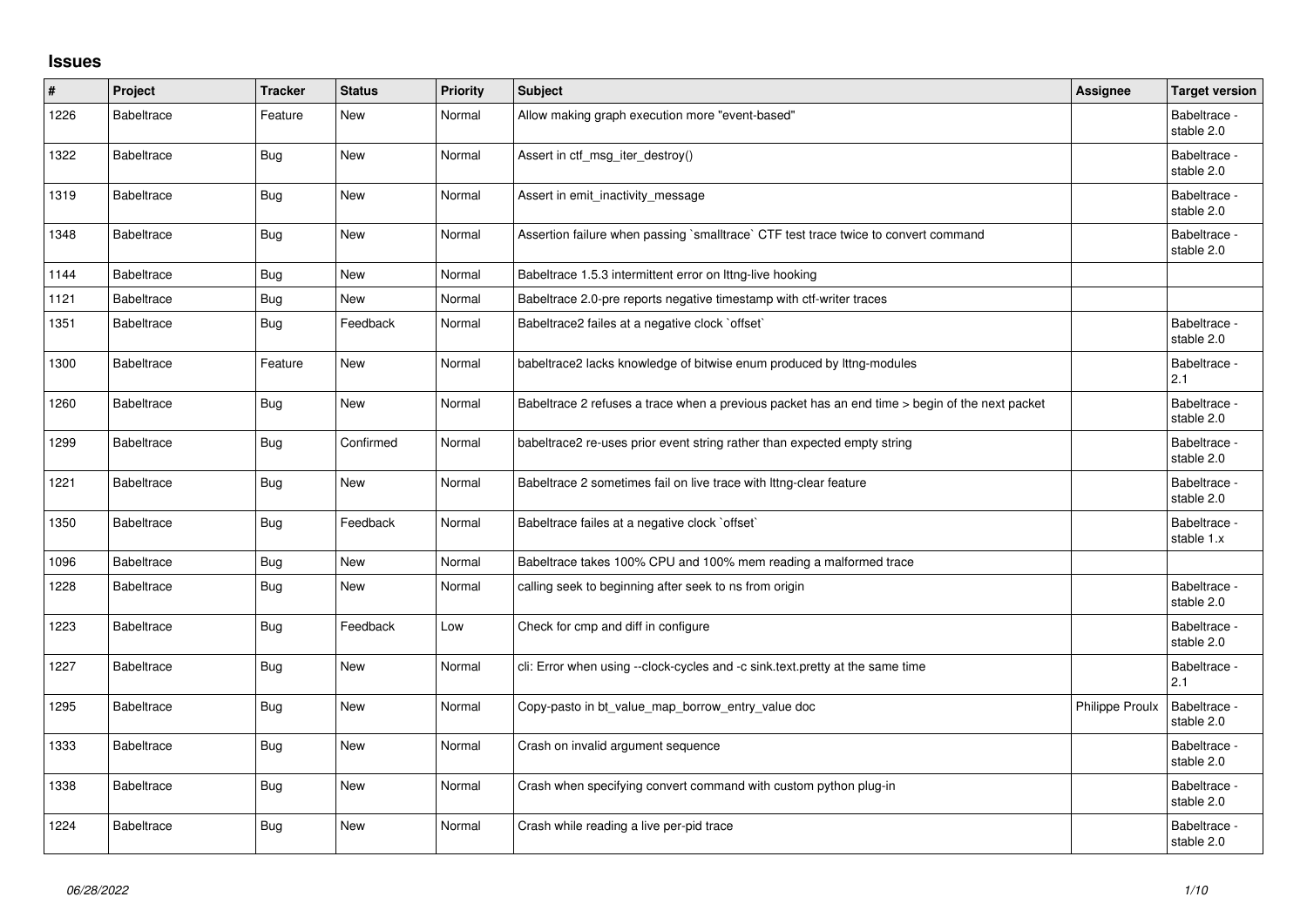## Issues

| # | Project | Tracker | Status | Priority | Subject | Assignee | Target version |
|---|---|---|---|---|---|---|---|
| 1226 | Babeltrace | Feature | New | Normal | Allow making graph execution more "event-based" | | Babeltrace - stable 2.0 |
| 1322 | Babeltrace | Bug | New | Normal | Assert in ctf_msg_iter_destroy() | | Babeltrace - stable 2.0 |
| 1319 | Babeltrace | Bug | New | Normal | Assert in emit_inactivity_message | | Babeltrace - stable 2.0 |
| 1348 | Babeltrace | Bug | New | Normal | Assertion failure when passing `smalltrace` CTF test trace twice to convert command | | Babeltrace - stable 2.0 |
| 1144 | Babeltrace | Bug | New | Normal | Babeltrace 1.5.3 intermittent error on lttng-live hooking | | |
| 1121 | Babeltrace | Bug | New | Normal | Babeltrace 2.0-pre reports negative timestamp with ctf-writer traces | | |
| 1351 | Babeltrace | Bug | Feedback | Normal | Babeltrace2 failes at a negative clock `offset` | | Babeltrace - stable 2.0 |
| 1300 | Babeltrace | Feature | New | Normal | babeltrace2 lacks knowledge of bitwise enum produced by lttng-modules | | Babeltrace - 2.1 |
| 1260 | Babeltrace | Bug | New | Normal | Babeltrace 2 refuses a trace when a previous packet has an end time > begin of the next packet | | Babeltrace - stable 2.0 |
| 1299 | Babeltrace | Bug | Confirmed | Normal | babeltrace2 re-uses prior event string rather than expected empty string | | Babeltrace - stable 2.0 |
| 1221 | Babeltrace | Bug | New | Normal | Babeltrace 2 sometimes fail on live trace with lttng-clear feature | | Babeltrace - stable 2.0 |
| 1350 | Babeltrace | Bug | Feedback | Normal | Babeltrace failes at a negative clock `offset` | | Babeltrace - stable 1.x |
| 1096 | Babeltrace | Bug | New | Normal | Babeltrace takes 100% CPU and 100% mem reading a malformed trace | | |
| 1228 | Babeltrace | Bug | New | Normal | calling seek to beginning after seek to ns from origin | | Babeltrace - stable 2.0 |
| 1223 | Babeltrace | Bug | Feedback | Low | Check for cmp and diff in configure | | Babeltrace - stable 2.0 |
| 1227 | Babeltrace | Bug | New | Normal | cli: Error when using --clock-cycles and -c sink.text.pretty at the same time | | Babeltrace - 2.1 |
| 1295 | Babeltrace | Bug | New | Normal | Copy-pasto in bt_value_map_borrow_entry_value doc | Philippe Proulx | Babeltrace - stable 2.0 |
| 1333 | Babeltrace | Bug | New | Normal | Crash on invalid argument sequence | | Babeltrace - stable 2.0 |
| 1338 | Babeltrace | Bug | New | Normal | Crash when specifying convert command with custom python plug-in | | Babeltrace - stable 2.0 |
| 1224 | Babeltrace | Bug | New | Normal | Crash while reading a live per-pid trace | | Babeltrace - stable 2.0 |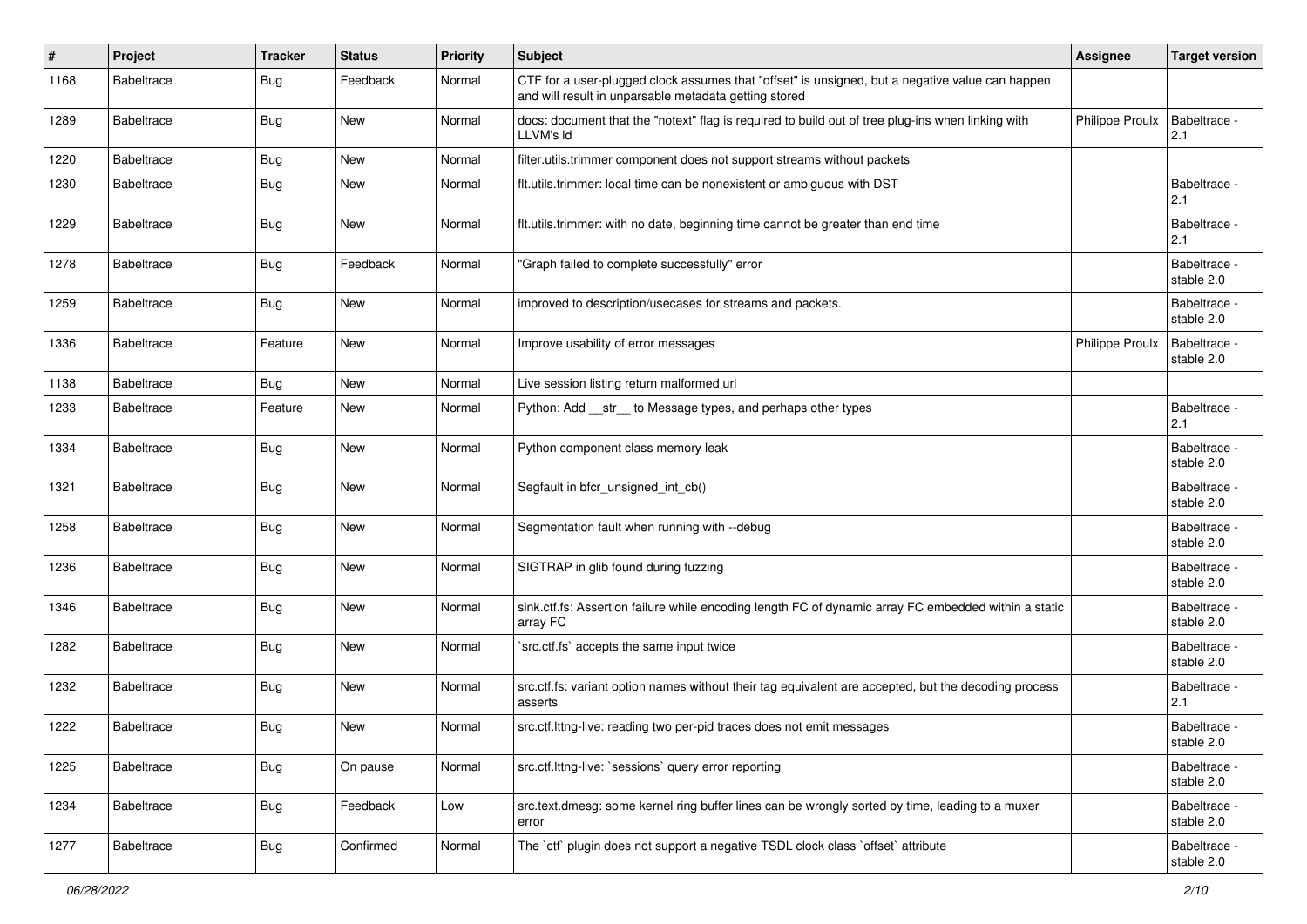| # | Project | Tracker | Status | Priority | Subject | Assignee | Target version |
|---|---|---|---|---|---|---|---|
| 1168 | Babeltrace | Bug | Feedback | Normal | CTF for a user-plugged clock assumes that "offset" is unsigned, but a negative value can happen and will result in unparsable metadata getting stored | | |
| 1289 | Babeltrace | Bug | New | Normal | docs: document that the "notext" flag is required to build out of tree plug-ins when linking with LLVM's ld | Philippe Proulx | Babeltrace - 2.1 |
| 1220 | Babeltrace | Bug | New | Normal | filter.utils.trimmer component does not support streams without packets | | |
| 1230 | Babeltrace | Bug | New | Normal | flt.utils.trimmer: local time can be nonexistent or ambiguous with DST | | Babeltrace - 2.1 |
| 1229 | Babeltrace | Bug | New | Normal | flt.utils.trimmer: with no date, beginning time cannot be greater than end time | | Babeltrace - 2.1 |
| 1278 | Babeltrace | Bug | Feedback | Normal | "Graph failed to complete successfully" error | | Babeltrace - stable 2.0 |
| 1259 | Babeltrace | Bug | New | Normal | improved to description/usecases for streams and packets. | | Babeltrace - stable 2.0 |
| 1336 | Babeltrace | Feature | New | Normal | Improve usability of error messages | Philippe Proulx | Babeltrace - stable 2.0 |
| 1138 | Babeltrace | Bug | New | Normal | Live session listing return malformed url | | |
| 1233 | Babeltrace | Feature | New | Normal | Python: Add __str__ to Message types, and perhaps other types | | Babeltrace - 2.1 |
| 1334 | Babeltrace | Bug | New | Normal | Python component class memory leak | | Babeltrace - stable 2.0 |
| 1321 | Babeltrace | Bug | New | Normal | Segfault in bfcr_unsigned_int_cb() | | Babeltrace - stable 2.0 |
| 1258 | Babeltrace | Bug | New | Normal | Segmentation fault when running with --debug | | Babeltrace - stable 2.0 |
| 1236 | Babeltrace | Bug | New | Normal | SIGTRAP in glib found during fuzzing | | Babeltrace - stable 2.0 |
| 1346 | Babeltrace | Bug | New | Normal | sink.ctf.fs: Assertion failure while encoding length FC of dynamic array FC embedded within a static array FC | | Babeltrace - stable 2.0 |
| 1282 | Babeltrace | Bug | New | Normal | `src.ctf.fs` accepts the same input twice | | Babeltrace - stable 2.0 |
| 1232 | Babeltrace | Bug | New | Normal | src.ctf.fs: variant option names without their tag equivalent are accepted, but the decoding process asserts | | Babeltrace - 2.1 |
| 1222 | Babeltrace | Bug | New | Normal | src.ctf.lttng-live: reading two per-pid traces does not emit messages | | Babeltrace - stable 2.0 |
| 1225 | Babeltrace | Bug | On pause | Normal | src.ctf.lttng-live: `sessions` query error reporting | | Babeltrace - stable 2.0 |
| 1234 | Babeltrace | Bug | Feedback | Low | src.text.dmesg: some kernel ring buffer lines can be wrongly sorted by time, leading to a muxer error | | Babeltrace - stable 2.0 |
| 1277 | Babeltrace | Bug | Confirmed | Normal | The `ctf` plugin does not support a negative TSDL clock class `offset` attribute | | Babeltrace - stable 2.0 |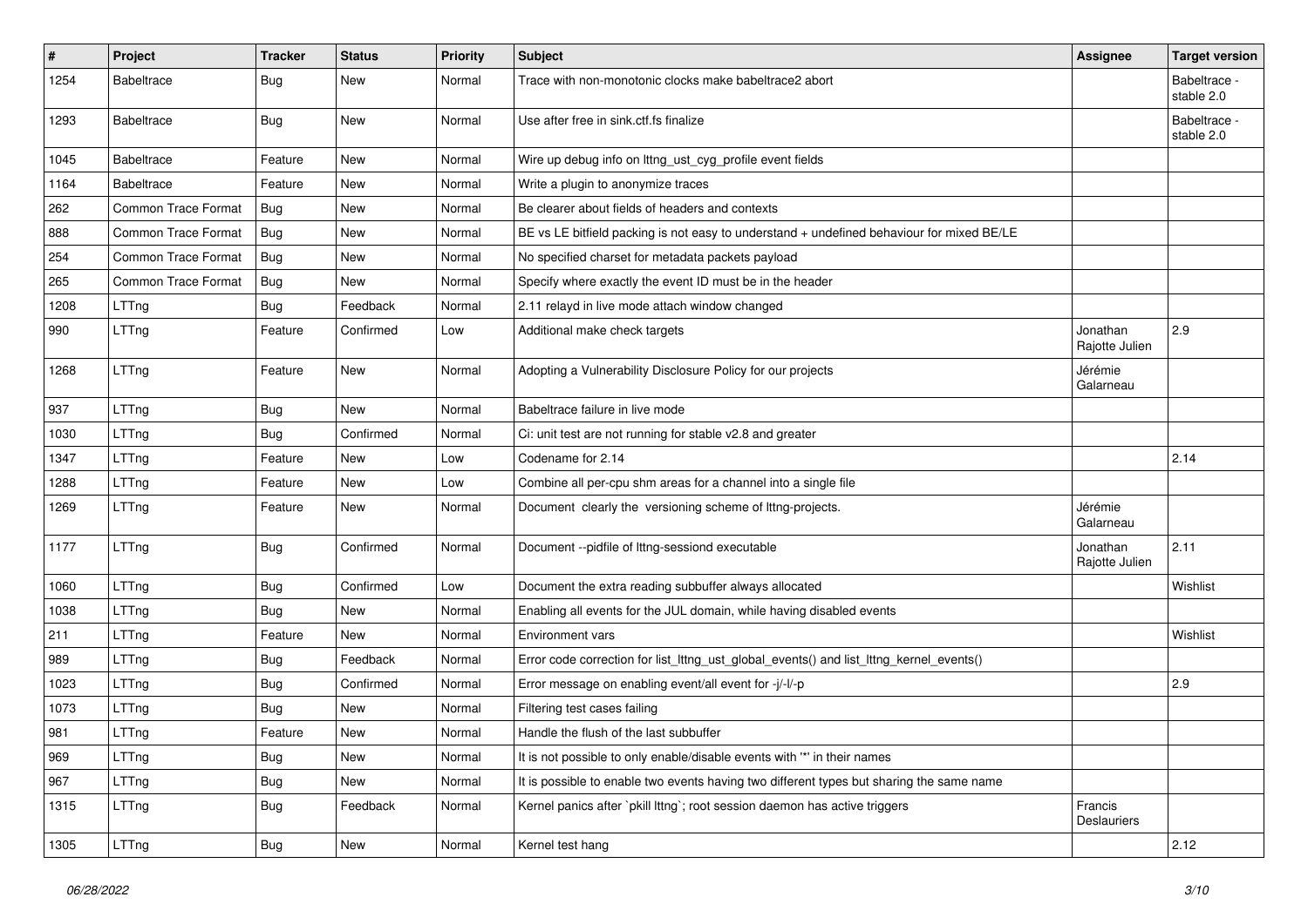| # | Project | Tracker | Status | Priority | Subject | Assignee | Target version |
|---|---|---|---|---|---|---|---|
| 1254 | Babeltrace | Bug | New | Normal | Trace with non-monotonic clocks make babeltrace2 abort | | Babeltrace - stable 2.0 |
| 1293 | Babeltrace | Bug | New | Normal | Use after free in sink.ctf.fs finalize | | Babeltrace - stable 2.0 |
| 1045 | Babeltrace | Feature | New | Normal | Wire up debug info on lttng_ust_cyg_profile event fields | | |
| 1164 | Babeltrace | Feature | New | Normal | Write a plugin to anonymize traces | | |
| 262 | Common Trace Format | Bug | New | Normal | Be clearer about fields of headers and contexts | | |
| 888 | Common Trace Format | Bug | New | Normal | BE vs LE bitfield packing is not easy to understand + undefined behaviour for mixed BE/LE | | |
| 254 | Common Trace Format | Bug | New | Normal | No specified charset for metadata packets payload | | |
| 265 | Common Trace Format | Bug | New | Normal | Specify where exactly the event ID must be in the header | | |
| 1208 | LTTng | Bug | Feedback | Normal | 2.11 relayd in live mode attach window changed | | |
| 990 | LTTng | Feature | Confirmed | Low | Additional make check targets | Jonathan Rajotte Julien | 2.9 |
| 1268 | LTTng | Feature | New | Normal | Adopting a Vulnerability Disclosure Policy for our projects | Jérémie Galarneau | |
| 937 | LTTng | Bug | New | Normal | Babeltrace failure in live mode | | |
| 1030 | LTTng | Bug | Confirmed | Normal | Ci: unit test are not running for stable v2.8 and greater | | |
| 1347 | LTTng | Feature | New | Low | Codename for 2.14 | | 2.14 |
| 1288 | LTTng | Feature | New | Low | Combine all per-cpu shm areas for a channel into a single file | | |
| 1269 | LTTng | Feature | New | Normal | Document clearly the versioning scheme of lttng-projects. | Jérémie Galarneau | |
| 1177 | LTTng | Bug | Confirmed | Normal | Document --pidfile of lttng-sessiond executable | Jonathan Rajotte Julien | 2.11 |
| 1060 | LTTng | Bug | Confirmed | Low | Document the extra reading subbuffer always allocated | | Wishlist |
| 1038 | LTTng | Bug | New | Normal | Enabling all events for the JUL domain, while having disabled events | | |
| 211 | LTTng | Feature | New | Normal | Environment vars | | Wishlist |
| 989 | LTTng | Bug | Feedback | Normal | Error code correction for list_lttng_ust_global_events() and list_lttng_kernel_events() | | |
| 1023 | LTTng | Bug | Confirmed | Normal | Error message on enabling event/all event for -j/-l/-p | | 2.9 |
| 1073 | LTTng | Bug | New | Normal | Filtering test cases failing | | |
| 981 | LTTng | Feature | New | Normal | Handle the flush of the last subbuffer | | |
| 969 | LTTng | Bug | New | Normal | It is not possible to only enable/disable events with '*' in their names | | |
| 967 | LTTng | Bug | New | Normal | It is possible to enable two events having two different types but sharing the same name | | |
| 1315 | LTTng | Bug | Feedback | Normal | Kernel panics after `pkill lttng`; root session daemon has active triggers | Francis Deslauriers | |
| 1305 | LTTng | Bug | New | Normal | Kernel test hang | | 2.12 |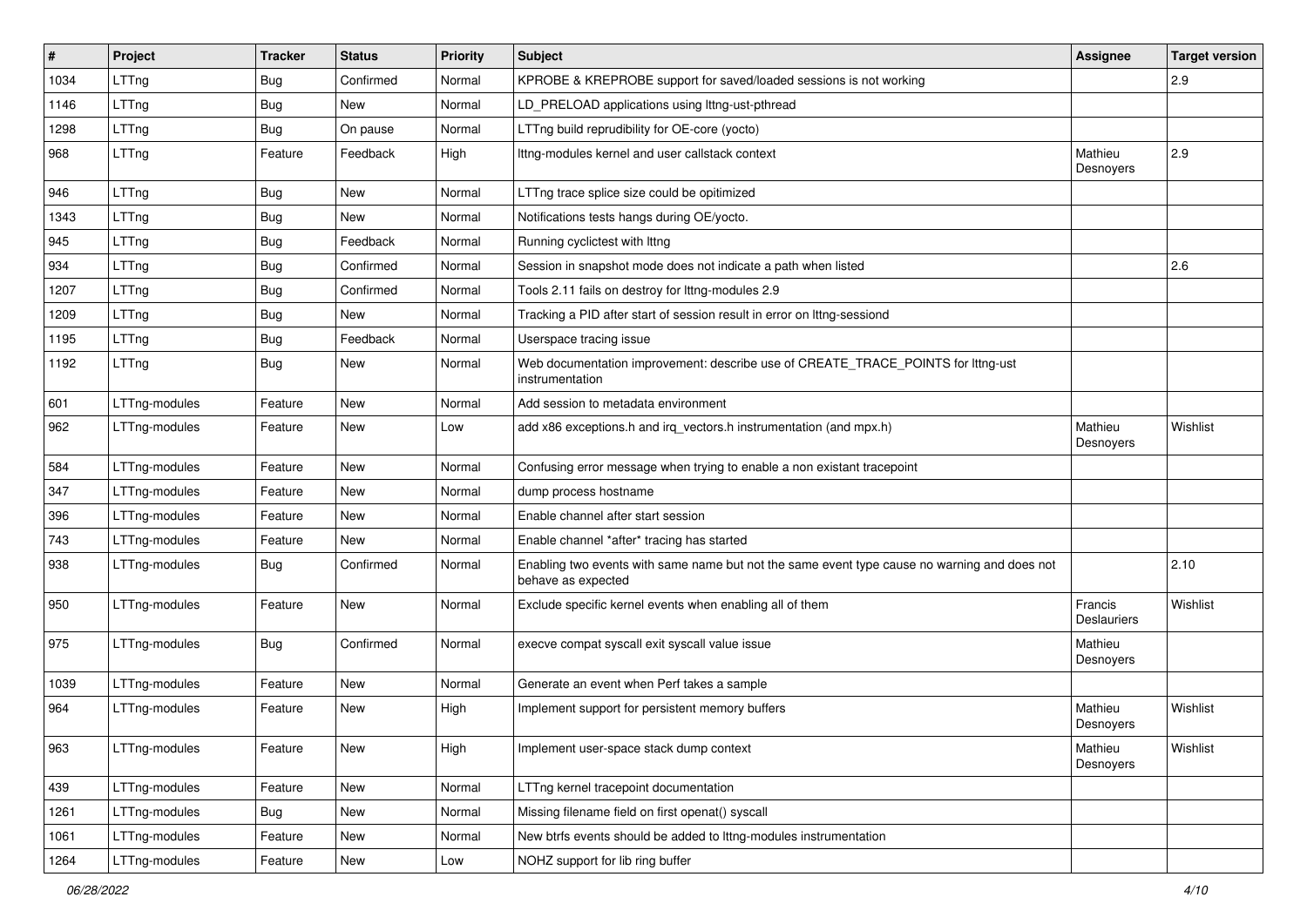| # | Project | Tracker | Status | Priority | Subject | Assignee | Target version |
|---|---|---|---|---|---|---|---|
| 1034 | LTTng | Bug | Confirmed | Normal | KPROBE & KREPROBE support for saved/loaded sessions is not working | | 2.9 |
| 1146 | LTTng | Bug | New | Normal | LD_PRELOAD applications using lttng-ust-pthread | | |
| 1298 | LTTng | Bug | On pause | Normal | LTTng build reprudibility for OE-core (yocto) | | |
| 968 | LTTng | Feature | Feedback | High | lttng-modules kernel and user callstack context | Mathieu Desnoyers | 2.9 |
| 946 | LTTng | Bug | New | Normal | LTTng trace splice size could be opitimized | | |
| 1343 | LTTng | Bug | New | Normal | Notifications tests hangs during OE/yocto. | | |
| 945 | LTTng | Bug | Feedback | Normal | Running cyclictest with lttng | | |
| 934 | LTTng | Bug | Confirmed | Normal | Session in snapshot mode does not indicate a path when listed | | 2.6 |
| 1207 | LTTng | Bug | Confirmed | Normal | Tools 2.11 fails on destroy for lttng-modules 2.9 | | |
| 1209 | LTTng | Bug | New | Normal | Tracking a PID after start of session result in error on lttng-sessiond | | |
| 1195 | LTTng | Bug | Feedback | Normal | Userspace tracing issue | | |
| 1192 | LTTng | Bug | New | Normal | Web documentation improvement: describe use of CREATE_TRACE_POINTS for lttng-ust instrumentation | | |
| 601 | LTTng-modules | Feature | New | Normal | Add session to metadata environment | | |
| 962 | LTTng-modules | Feature | New | Low | add x86 exceptions.h and irq_vectors.h instrumentation (and mpx.h) | Mathieu Desnoyers | Wishlist |
| 584 | LTTng-modules | Feature | New | Normal | Confusing error message when trying to enable a non existant tracepoint | | |
| 347 | LTTng-modules | Feature | New | Normal | dump process hostname | | |
| 396 | LTTng-modules | Feature | New | Normal | Enable channel after start session | | |
| 743 | LTTng-modules | Feature | New | Normal | Enable channel *after* tracing has started | | |
| 938 | LTTng-modules | Bug | Confirmed | Normal | Enabling two events with same name but not the same event type cause no warning and does not behave as expected | | 2.10 |
| 950 | LTTng-modules | Feature | New | Normal | Exclude specific kernel events when enabling all of them | Francis Deslauriers | Wishlist |
| 975 | LTTng-modules | Bug | Confirmed | Normal | execve compat syscall exit syscall value issue | Mathieu Desnoyers | |
| 1039 | LTTng-modules | Feature | New | Normal | Generate an event when Perf takes a sample | | |
| 964 | LTTng-modules | Feature | New | High | Implement support for persistent memory buffers | Mathieu Desnoyers | Wishlist |
| 963 | LTTng-modules | Feature | New | High | Implement user-space stack dump context | Mathieu Desnoyers | Wishlist |
| 439 | LTTng-modules | Feature | New | Normal | LTTng kernel tracepoint documentation | | |
| 1261 | LTTng-modules | Bug | New | Normal | Missing filename field on first openat() syscall | | |
| 1061 | LTTng-modules | Feature | New | Normal | New btrfs events should be added to lttng-modules instrumentation | | |
| 1264 | LTTng-modules | Feature | New | Low | NOHZ support for lib ring buffer | | |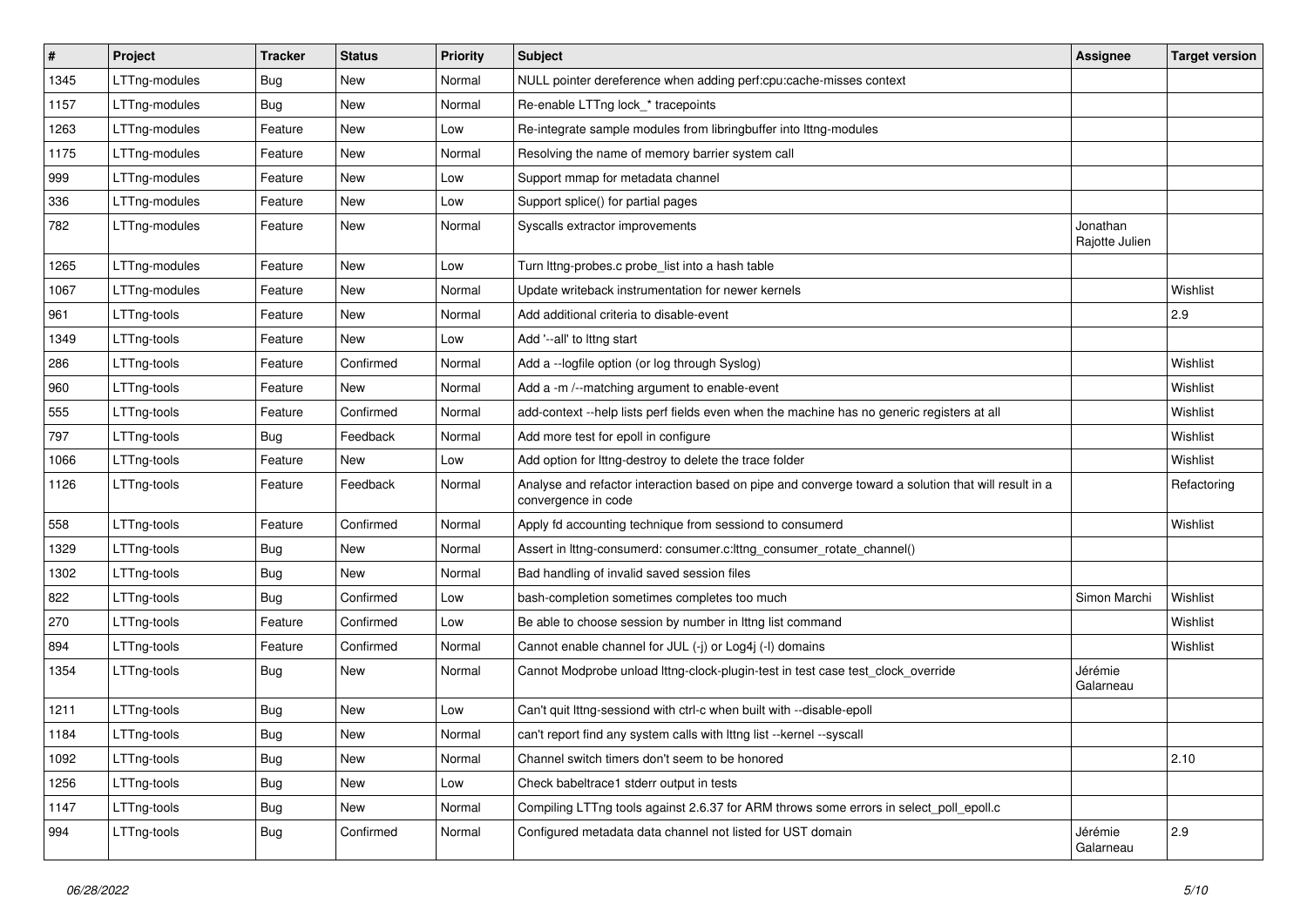| # | Project | Tracker | Status | Priority | Subject | Assignee | Target version |
|---|---|---|---|---|---|---|---|
| 1345 | LTTng-modules | Bug | New | Normal | NULL pointer dereference when adding perf:cpu:cache-misses context | | |
| 1157 | LTTng-modules | Bug | New | Normal | Re-enable LTTng lock_* tracepoints | | |
| 1263 | LTTng-modules | Feature | New | Low | Re-integrate sample modules from libringbuffer into lttng-modules | | |
| 1175 | LTTng-modules | Feature | New | Normal | Resolving the name of memory barrier system call | | |
| 999 | LTTng-modules | Feature | New | Low | Support mmap for metadata channel | | |
| 336 | LTTng-modules | Feature | New | Low | Support splice() for partial pages | | |
| 782 | LTTng-modules | Feature | New | Normal | Syscalls extractor improvements | Jonathan Rajotte Julien | |
| 1265 | LTTng-modules | Feature | New | Low | Turn lttng-probes.c probe_list into a hash table | | |
| 1067 | LTTng-modules | Feature | New | Normal | Update writeback instrumentation for newer kernels | | Wishlist |
| 961 | LTTng-tools | Feature | New | Normal | Add additional criteria to disable-event | | 2.9 |
| 1349 | LTTng-tools | Feature | New | Low | Add '--all' to lttng start | | |
| 286 | LTTng-tools | Feature | Confirmed | Normal | Add a --logfile option (or log through Syslog) | | Wishlist |
| 960 | LTTng-tools | Feature | New | Normal | Add a -m /--matching argument to enable-event | | Wishlist |
| 555 | LTTng-tools | Feature | Confirmed | Normal | add-context --help lists perf fields even when the machine has no generic registers at all | | Wishlist |
| 797 | LTTng-tools | Bug | Feedback | Normal | Add more test for epoll in configure | | Wishlist |
| 1066 | LTTng-tools | Feature | New | Low | Add option for lttng-destroy to delete the trace folder | | Wishlist |
| 1126 | LTTng-tools | Feature | Feedback | Normal | Analyse and refactor interaction based on pipe and converge toward a solution that will result in a convergence in code | | Refactoring |
| 558 | LTTng-tools | Feature | Confirmed | Normal | Apply fd accounting technique from sessiond to consumerd | | Wishlist |
| 1329 | LTTng-tools | Bug | New | Normal | Assert in lttng-consumerd: consumer.c:lttng_consumer_rotate_channel() | | |
| 1302 | LTTng-tools | Bug | New | Normal | Bad handling of invalid saved session files | | |
| 822 | LTTng-tools | Bug | Confirmed | Low | bash-completion sometimes completes too much | Simon Marchi | Wishlist |
| 270 | LTTng-tools | Feature | Confirmed | Low | Be able to choose session by number in lttng list command | | Wishlist |
| 894 | LTTng-tools | Feature | Confirmed | Normal | Cannot enable channel for JUL (-j) or Log4j (-l) domains | | Wishlist |
| 1354 | LTTng-tools | Bug | New | Normal | Cannot Modprobe unload lttng-clock-plugin-test in test case test_clock_override | Jérémie Galarneau | |
| 1211 | LTTng-tools | Bug | New | Low | Can't quit lttng-sessiond with ctrl-c when built with --disable-epoll | | |
| 1184 | LTTng-tools | Bug | New | Normal | can't report find any system calls with lttng list --kernel --syscall | | |
| 1092 | LTTng-tools | Bug | New | Normal | Channel switch timers don't seem to be honored | | 2.10 |
| 1256 | LTTng-tools | Bug | New | Low | Check babeltrace1 stderr output in tests | | |
| 1147 | LTTng-tools | Bug | New | Normal | Compiling LTTng tools against 2.6.37 for ARM throws some errors in select_poll_epoll.c | | |
| 994 | LTTng-tools | Bug | Confirmed | Normal | Configured metadata data channel not listed for UST domain | Jérémie Galarneau | 2.9 |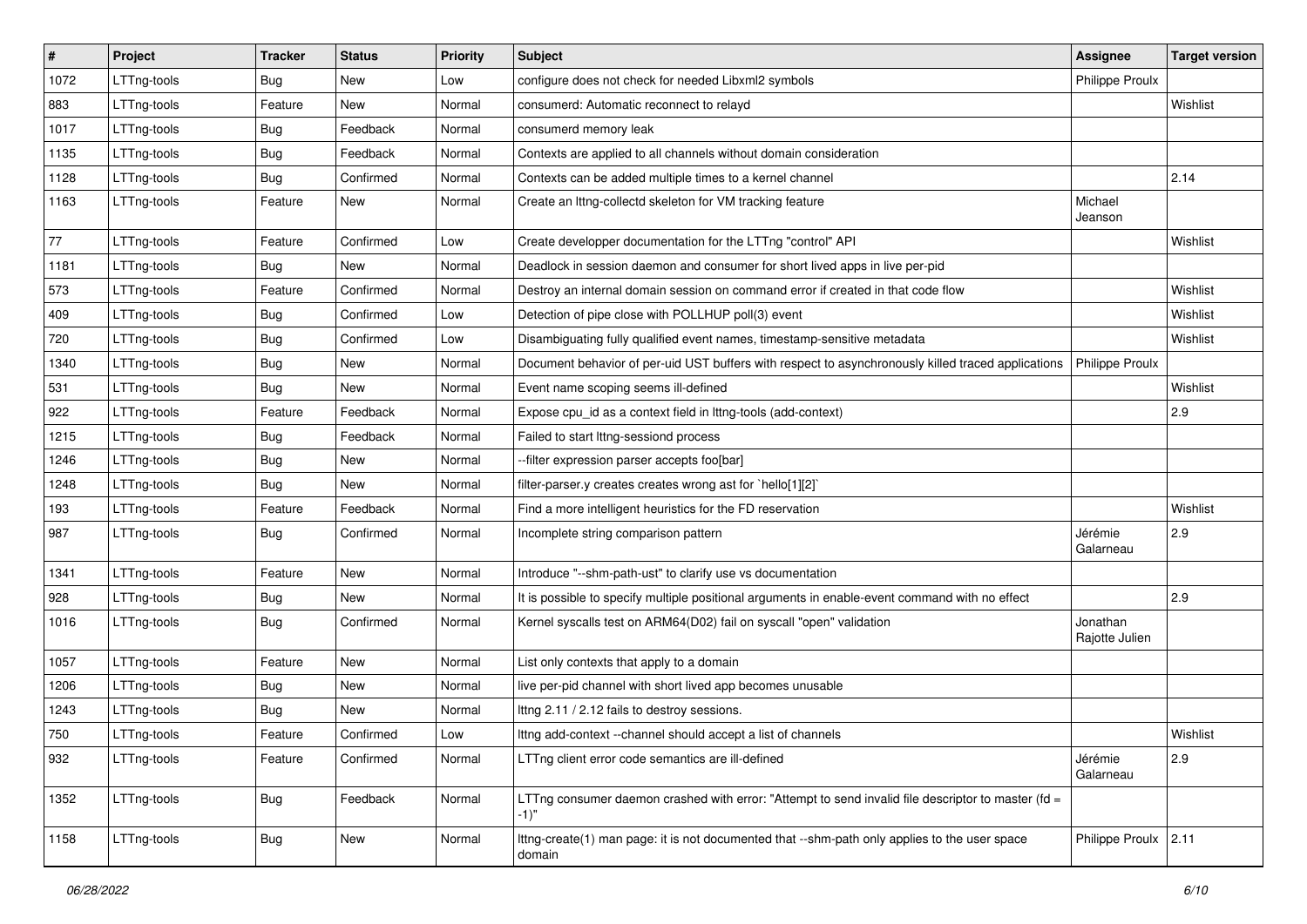| # | Project | Tracker | Status | Priority | Subject | Assignee | Target version |
|---|---|---|---|---|---|---|---|
| 1072 | LTTng-tools | Bug | New | Low | configure does not check for needed Libxml2 symbols | Philippe Proulx | |
| 883 | LTTng-tools | Feature | New | Normal | consumerd: Automatic reconnect to relayd | | Wishlist |
| 1017 | LTTng-tools | Bug | Feedback | Normal | consumerd memory leak | | |
| 1135 | LTTng-tools | Bug | Feedback | Normal | Contexts are applied to all channels without domain consideration | | |
| 1128 | LTTng-tools | Bug | Confirmed | Normal | Contexts can be added multiple times to a kernel channel | | 2.14 |
| 1163 | LTTng-tools | Feature | New | Normal | Create an lttng-collectd skeleton for VM tracking feature | Michael Jeanson | |
| 77 | LTTng-tools | Feature | Confirmed | Low | Create developper documentation for the LTTng "control" API | | Wishlist |
| 1181 | LTTng-tools | Bug | New | Normal | Deadlock in session daemon and consumer for short lived apps in live per-pid | | |
| 573 | LTTng-tools | Feature | Confirmed | Normal | Destroy an internal domain session on command error if created in that code flow | | Wishlist |
| 409 | LTTng-tools | Bug | Confirmed | Low | Detection of pipe close with POLLHUP poll(3) event | | Wishlist |
| 720 | LTTng-tools | Bug | Confirmed | Low | Disambiguating fully qualified event names, timestamp-sensitive metadata | | Wishlist |
| 1340 | LTTng-tools | Bug | New | Normal | Document behavior of per-uid UST buffers with respect to asynchronously killed traced applications | Philippe Proulx | |
| 531 | LTTng-tools | Bug | New | Normal | Event name scoping seems ill-defined | | Wishlist |
| 922 | LTTng-tools | Feature | Feedback | Normal | Expose cpu_id as a context field in lttng-tools (add-context) | | 2.9 |
| 1215 | LTTng-tools | Bug | Feedback | Normal | Failed to start lttng-sessiond process | | |
| 1246 | LTTng-tools | Bug | New | Normal | --filter expression parser accepts foo[bar] | | |
| 1248 | LTTng-tools | Bug | New | Normal | filter-parser.y creates creates wrong ast for `hello[1][2]` | | |
| 193 | LTTng-tools | Feature | Feedback | Normal | Find a more intelligent heuristics for the FD reservation | | Wishlist |
| 987 | LTTng-tools | Bug | Confirmed | Normal | Incomplete string comparison pattern | Jérémie Galarneau | 2.9 |
| 1341 | LTTng-tools | Feature | New | Normal | Introduce "--shm-path-ust" to clarify use vs documentation | | |
| 928 | LTTng-tools | Bug | New | Normal | It is possible to specify multiple positional arguments in enable-event command with no effect | | 2.9 |
| 1016 | LTTng-tools | Bug | Confirmed | Normal | Kernel syscalls test on ARM64(D02) fail on syscall "open" validation | Jonathan Rajotte Julien | |
| 1057 | LTTng-tools | Feature | New | Normal | List only contexts that apply to a domain | | |
| 1206 | LTTng-tools | Bug | New | Normal | live per-pid channel with short lived app becomes unusable | | |
| 1243 | LTTng-tools | Bug | New | Normal | lttng 2.11 / 2.12 fails to destroy sessions. | | |
| 750 | LTTng-tools | Feature | Confirmed | Low | lttng add-context --channel should accept a list of channels | | Wishlist |
| 932 | LTTng-tools | Feature | Confirmed | Normal | LTTng client error code semantics are ill-defined | Jérémie Galarneau | 2.9 |
| 1352 | LTTng-tools | Bug | Feedback | Normal | LTTng consumer daemon crashed with error: "Attempt to send invalid file descriptor to master (fd = -1)" | | |
| 1158 | LTTng-tools | Bug | New | Normal | lttng-create(1) man page: it is not documented that --shm-path only applies to the user space domain | Philippe Proulx | 2.11 |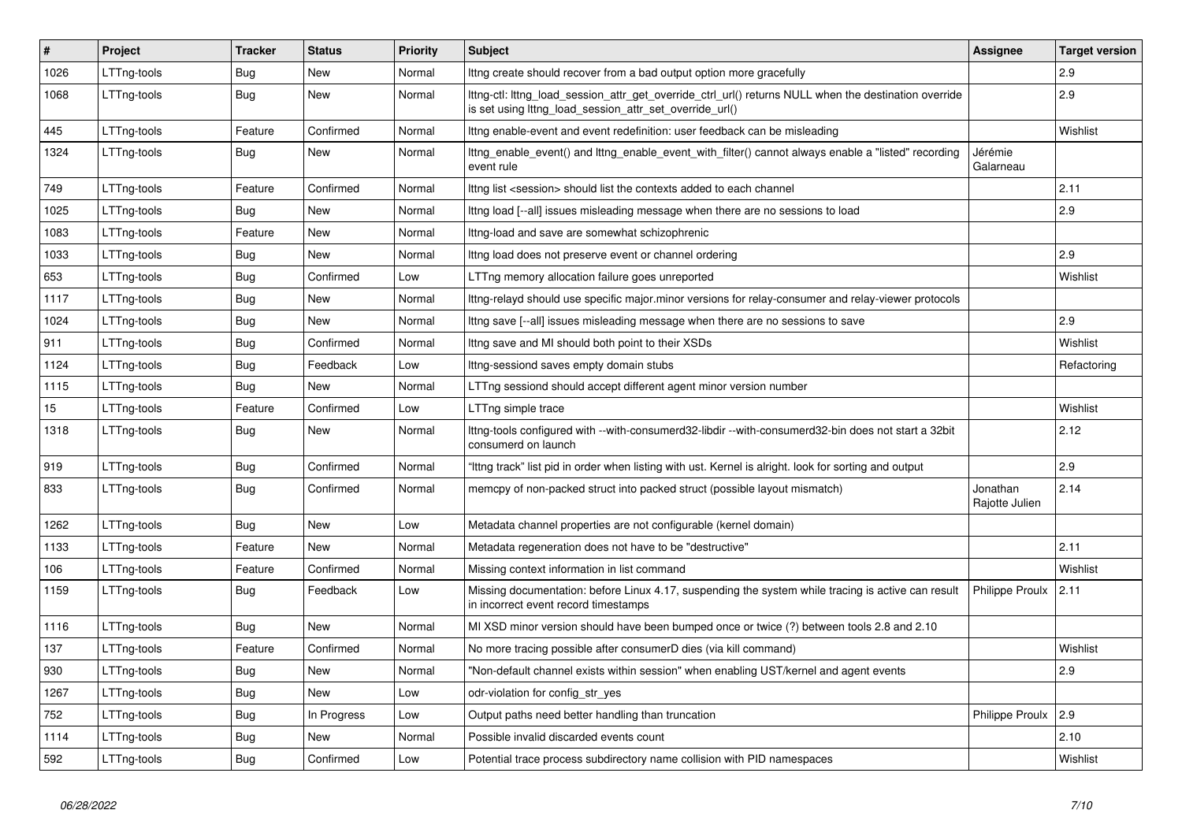| # | Project | Tracker | Status | Priority | Subject | Assignee | Target version |
|---|---|---|---|---|---|---|---|
| 1026 | LTTng-tools | Bug | New | Normal | lttng create should recover from a bad output option more gracefully | | 2.9 |
| 1068 | LTTng-tools | Bug | New | Normal | lttng-ctl: lttng_load_session_attr_get_override_ctrl_url() returns NULL when the destination override is set using lttng_load_session_attr_set_override_url() | | 2.9 |
| 445 | LTTng-tools | Feature | Confirmed | Normal | lttng enable-event and event redefinition: user feedback can be misleading | | Wishlist |
| 1324 | LTTng-tools | Bug | New | Normal | lttng_enable_event() and lttng_enable_event_with_filter() cannot always enable a "listed" recording event rule | Jérémie Galarneau | |
| 749 | LTTng-tools | Feature | Confirmed | Normal | lttng list <session> should list the contexts added to each channel | | 2.11 |
| 1025 | LTTng-tools | Bug | New | Normal | lttng load [--all] issues misleading message when there are no sessions to load | | 2.9 |
| 1083 | LTTng-tools | Feature | New | Normal | lttng-load and save are somewhat schizophrenic | | |
| 1033 | LTTng-tools | Bug | New | Normal | lttng load does not preserve event or channel ordering | | 2.9 |
| 653 | LTTng-tools | Bug | Confirmed | Low | LTTng memory allocation failure goes unreported | | Wishlist |
| 1117 | LTTng-tools | Bug | New | Normal | lttng-relayd should use specific major.minor versions for relay-consumer and relay-viewer protocols | | |
| 1024 | LTTng-tools | Bug | New | Normal | lttng save [--all] issues misleading message when there are no sessions to save | | 2.9 |
| 911 | LTTng-tools | Bug | Confirmed | Normal | lttng save and MI should both point to their XSDs | | Wishlist |
| 1124 | LTTng-tools | Bug | Feedback | Low | lttng-sessiond saves empty domain stubs | | Refactoring |
| 1115 | LTTng-tools | Bug | New | Normal | LTTng sessiond should accept different agent minor version number | | |
| 15 | LTTng-tools | Feature | Confirmed | Low | LTTng simple trace | | Wishlist |
| 1318 | LTTng-tools | Bug | New | Normal | lttng-tools configured with --with-consumerd32-libdir --with-consumerd32-bin does not start a 32bit consumerd on launch | | 2.12 |
| 919 | LTTng-tools | Bug | Confirmed | Normal | "lttng track" list pid in order when listing with ust. Kernel is alright. look for sorting and output | | 2.9 |
| 833 | LTTng-tools | Bug | Confirmed | Normal | memcpy of non-packed struct into packed struct (possible layout mismatch) | Jonathan Rajotte Julien | 2.14 |
| 1262 | LTTng-tools | Bug | New | Low | Metadata channel properties are not configurable (kernel domain) | | |
| 1133 | LTTng-tools | Feature | New | Normal | Metadata regeneration does not have to be "destructive" | | 2.11 |
| 106 | LTTng-tools | Feature | Confirmed | Normal | Missing context information in list command | | Wishlist |
| 1159 | LTTng-tools | Bug | Feedback | Low | Missing documentation: before Linux 4.17, suspending the system while tracing is active can result in incorrect event record timestamps | Philippe Proulx | 2.11 |
| 1116 | LTTng-tools | Bug | New | Normal | MI XSD minor version should have been bumped once or twice (?) between tools 2.8 and 2.10 | | |
| 137 | LTTng-tools | Feature | Confirmed | Normal | No more tracing possible after consumerD dies (via kill command) | | Wishlist |
| 930 | LTTng-tools | Bug | New | Normal | "Non-default channel exists within session" when enabling UST/kernel and agent events | | 2.9 |
| 1267 | LTTng-tools | Bug | New | Low | odr-violation for config_str_yes | | |
| 752 | LTTng-tools | Bug | In Progress | Low | Output paths need better handling than truncation | Philippe Proulx | 2.9 |
| 1114 | LTTng-tools | Bug | New | Normal | Possible invalid discarded events count | | 2.10 |
| 592 | LTTng-tools | Bug | Confirmed | Low | Potential trace process subdirectory name collision with PID namespaces | | Wishlist |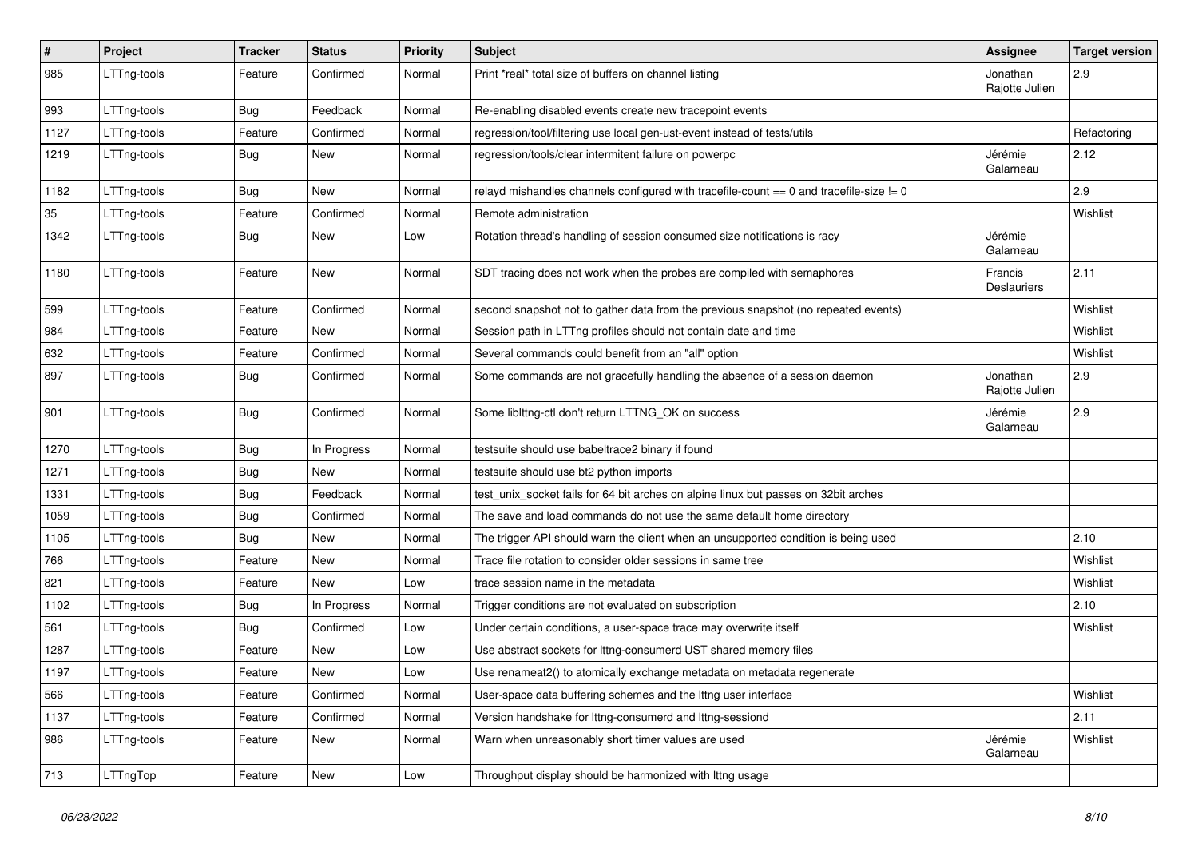| # | Project | Tracker | Status | Priority | Subject | Assignee | Target version |
|---|---|---|---|---|---|---|---|
| 985 | LTTng-tools | Feature | Confirmed | Normal | Print *real* total size of buffers on channel listing | Jonathan Rajotte Julien | 2.9 |
| 993 | LTTng-tools | Bug | Feedback | Normal | Re-enabling disabled events create new tracepoint events | | |
| 1127 | LTTng-tools | Feature | Confirmed | Normal | regression/tool/filtering use local gen-ust-event instead of tests/utils | | Refactoring |
| 1219 | LTTng-tools | Bug | New | Normal | regression/tools/clear intermitent failure on powerpc | Jérémie Galarneau | 2.12 |
| 1182 | LTTng-tools | Bug | New | Normal | relayd mishandles channels configured with tracefile-count == 0 and tracefile-size != 0 | | 2.9 |
| 35 | LTTng-tools | Feature | Confirmed | Normal | Remote administration | | Wishlist |
| 1342 | LTTng-tools | Bug | New | Low | Rotation thread's handling of session consumed size notifications is racy | Jérémie Galarneau | |
| 1180 | LTTng-tools | Feature | New | Normal | SDT tracing does not work when the probes are compiled with semaphores | Francis Deslauriers | 2.11 |
| 599 | LTTng-tools | Feature | Confirmed | Normal | second snapshot not to gather data from the previous snapshot (no repeated events) | | Wishlist |
| 984 | LTTng-tools | Feature | New | Normal | Session path in LTTng profiles should not contain date and time | | Wishlist |
| 632 | LTTng-tools | Feature | Confirmed | Normal | Several commands could benefit from an "all" option | | Wishlist |
| 897 | LTTng-tools | Bug | Confirmed | Normal | Some commands are not gracefully handling the absence of a session daemon | Jonathan Rajotte Julien | 2.9 |
| 901 | LTTng-tools | Bug | Confirmed | Normal | Some liblttng-ctl don't return LTTNG_OK on success | Jérémie Galarneau | 2.9 |
| 1270 | LTTng-tools | Bug | In Progress | Normal | testsuite should use babeltrace2 binary if found | | |
| 1271 | LTTng-tools | Bug | New | Normal | testsuite should use bt2 python imports | | |
| 1331 | LTTng-tools | Bug | Feedback | Normal | test_unix_socket fails for 64 bit arches on alpine linux but passes on 32bit arches | | |
| 1059 | LTTng-tools | Bug | Confirmed | Normal | The save and load commands do not use the same default home directory | | |
| 1105 | LTTng-tools | Bug | New | Normal | The trigger API should warn the client when an unsupported condition is being used | | 2.10 |
| 766 | LTTng-tools | Feature | New | Normal | Trace file rotation to consider older sessions in same tree | | Wishlist |
| 821 | LTTng-tools | Feature | New | Low | trace session name in the metadata | | Wishlist |
| 1102 | LTTng-tools | Bug | In Progress | Normal | Trigger conditions are not evaluated on subscription | | 2.10 |
| 561 | LTTng-tools | Bug | Confirmed | Low | Under certain conditions, a user-space trace may overwrite itself | | Wishlist |
| 1287 | LTTng-tools | Feature | New | Low | Use abstract sockets for lttng-consumerd UST shared memory files | | |
| 1197 | LTTng-tools | Feature | New | Low | Use renameat2() to atomically exchange metadata on metadata regenerate | | |
| 566 | LTTng-tools | Feature | Confirmed | Normal | User-space data buffering schemes and the lttng user interface | | Wishlist |
| 1137 | LTTng-tools | Feature | Confirmed | Normal | Version handshake for lttng-consumerd and lttng-sessiond | | 2.11 |
| 986 | LTTng-tools | Feature | New | Normal | Warn when unreasonably short timer values are used | Jérémie Galarneau | Wishlist |
| 713 | LTTngTop | Feature | New | Low | Throughput display should be harmonized with lttng usage | | |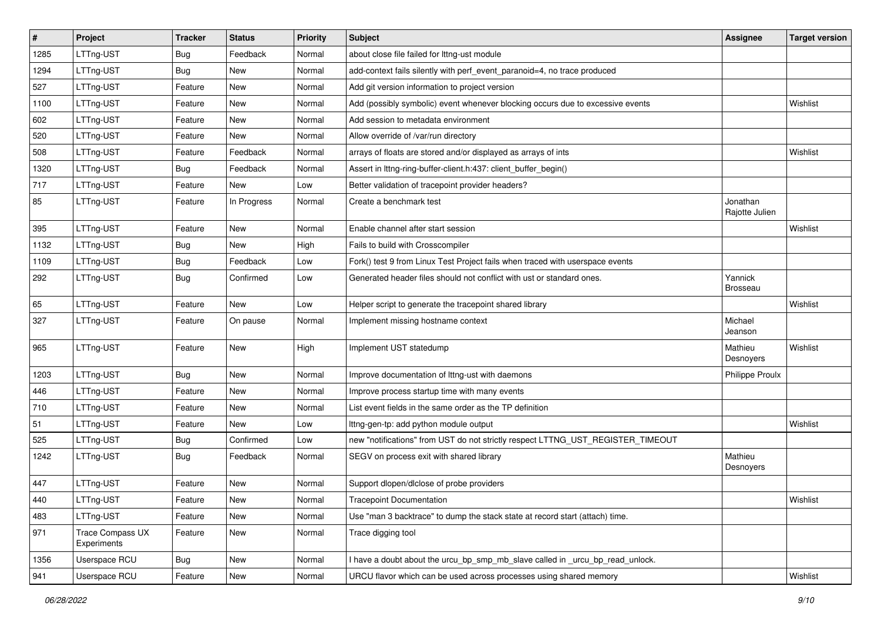| # | Project | Tracker | Status | Priority | Subject | Assignee | Target version |
|---|---|---|---|---|---|---|---|
| 1285 | LTTng-UST | Bug | Feedback | Normal | about close file failed for lttng-ust module | | |
| 1294 | LTTng-UST | Bug | New | Normal | add-context fails silently with perf_event_paranoid=4, no trace produced | | |
| 527 | LTTng-UST | Feature | New | Normal | Add git version information to project version | | |
| 1100 | LTTng-UST | Feature | New | Normal | Add (possibly symbolic) event whenever blocking occurs due to excessive events | | Wishlist |
| 602 | LTTng-UST | Feature | New | Normal | Add session to metadata environment | | |
| 520 | LTTng-UST | Feature | New | Normal | Allow override of /var/run directory | | |
| 508 | LTTng-UST | Feature | Feedback | Normal | arrays of floats are stored and/or displayed as arrays of ints | | Wishlist |
| 1320 | LTTng-UST | Bug | Feedback | Normal | Assert in lttng-ring-buffer-client.h:437: client_buffer_begin() | | |
| 717 | LTTng-UST | Feature | New | Low | Better validation of tracepoint provider headers? | | |
| 85 | LTTng-UST | Feature | In Progress | Normal | Create a benchmark test | Jonathan Rajotte Julien | |
| 395 | LTTng-UST | Feature | New | Normal | Enable channel after start session | | Wishlist |
| 1132 | LTTng-UST | Bug | New | High | Fails to build with Crosscompiler | | |
| 1109 | LTTng-UST | Bug | Feedback | Low | Fork() test 9 from Linux Test Project fails when traced with userspace events | | |
| 292 | LTTng-UST | Bug | Confirmed | Low | Generated header files should not conflict with ust or standard ones. | Yannick Brosseau | |
| 65 | LTTng-UST | Feature | New | Low | Helper script to generate the tracepoint shared library | | Wishlist |
| 327 | LTTng-UST | Feature | On pause | Normal | Implement missing hostname context | Michael Jeanson | |
| 965 | LTTng-UST | Feature | New | High | Implement UST statedump | Mathieu Desnoyers | Wishlist |
| 1203 | LTTng-UST | Bug | New | Normal | Improve documentation of lttng-ust with daemons | Philippe Proulx | |
| 446 | LTTng-UST | Feature | New | Normal | Improve process startup time with many events | | |
| 710 | LTTng-UST | Feature | New | Normal | List event fields in the same order as the TP definition | | |
| 51 | LTTng-UST | Feature | New | Low | lttng-gen-tp: add python module output | | Wishlist |
| 525 | LTTng-UST | Bug | Confirmed | Low | new "notifications" from UST do not strictly respect LTTNG_UST_REGISTER_TIMEOUT | | |
| 1242 | LTTng-UST | Bug | Feedback | Normal | SEGV on process exit with shared library | Mathieu Desnoyers | |
| 447 | LTTng-UST | Feature | New | Normal | Support dlopen/dlclose of probe providers | | |
| 440 | LTTng-UST | Feature | New | Normal | Tracepoint Documentation | | Wishlist |
| 483 | LTTng-UST | Feature | New | Normal | Use "man 3 backtrace" to dump the stack state at record start (attach) time. | | |
| 971 | Trace Compass UX Experiments | Feature | New | Normal | Trace digging tool | | |
| 1356 | Userspace RCU | Bug | New | Normal | I have a doubt about the urcu_bp_smp_mb_slave called in _urcu_bp_read_unlock. | | |
| 941 | Userspace RCU | Feature | New | Normal | URCU flavor which can be used across processes using shared memory | | Wishlist |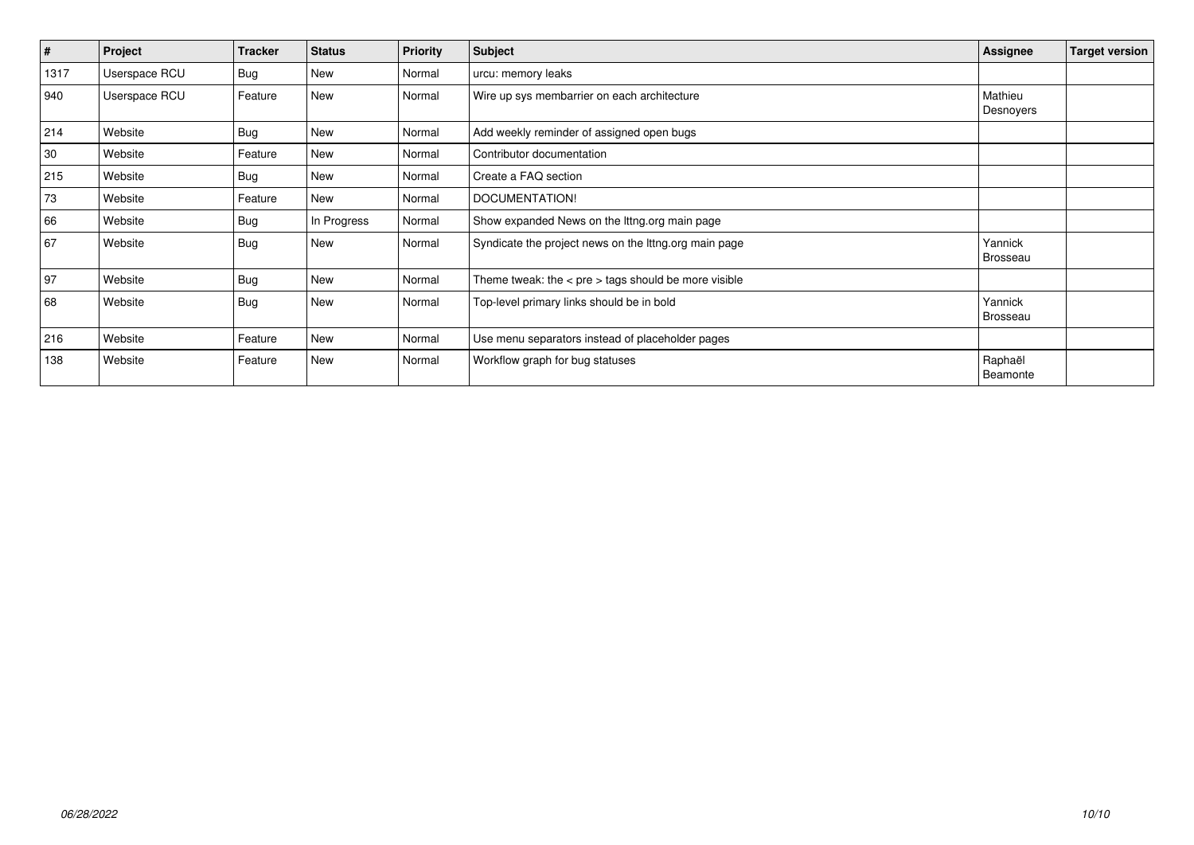| # | Project | Tracker | Status | Priority | Subject | Assignee | Target version |
| --- | --- | --- | --- | --- | --- | --- | --- |
| 1317 | Userspace RCU | Bug | New | Normal | urcu: memory leaks | | |
| 940 | Userspace RCU | Feature | New | Normal | Wire up sys membarrier on each architecture | Mathieu Desnoyers | |
| 214 | Website | Bug | New | Normal | Add weekly reminder of assigned open bugs | | |
| 30 | Website | Feature | New | Normal | Contributor documentation | | |
| 215 | Website | Bug | New | Normal | Create a FAQ section | | |
| 73 | Website | Feature | New | Normal | DOCUMENTATION! | | |
| 66 | Website | Bug | In Progress | Normal | Show expanded News on the lttng.org main page | | |
| 67 | Website | Bug | New | Normal | Syndicate the project news on the lttng.org main page | Yannick Brosseau | |
| 97 | Website | Bug | New | Normal | Theme tweak: the < pre > tags should be more visible | | |
| 68 | Website | Bug | New | Normal | Top-level primary links should be in bold | Yannick Brosseau | |
| 216 | Website | Feature | New | Normal | Use menu separators instead of placeholder pages | | |
| 138 | Website | Feature | New | Normal | Workflow graph for bug statuses | Raphaël Beamonte | |